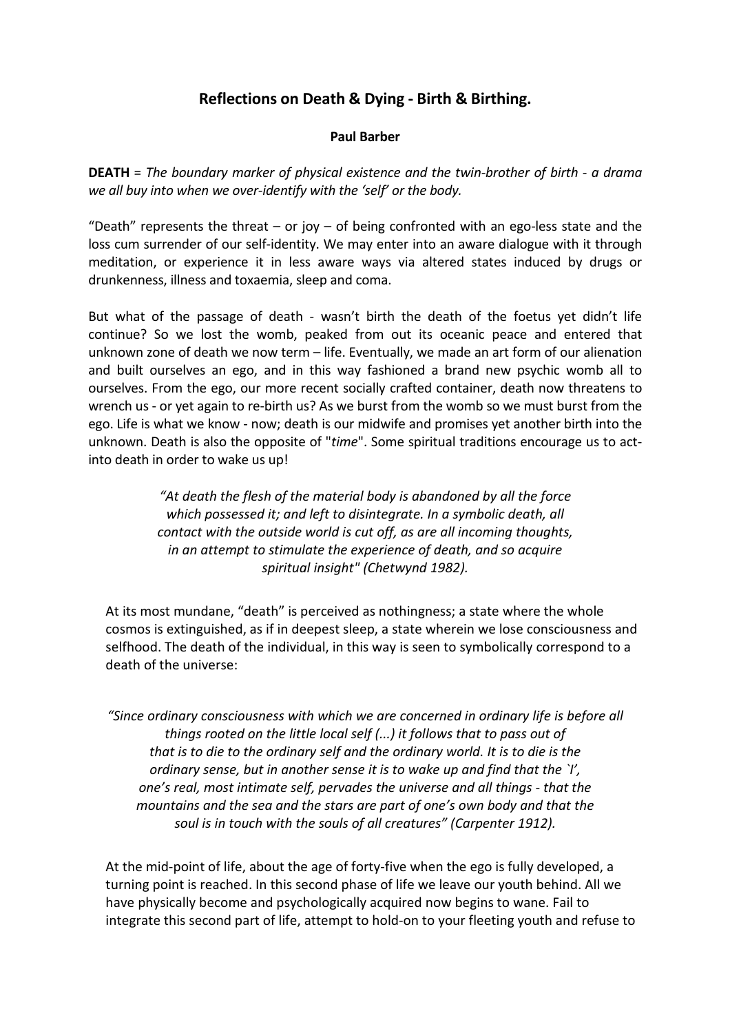# Reflections on Death & Dying - Birth & Birthing.

**Paul Barber**

**DEATH** = *The boundary marker of physical existence and the twin-brother of birth - a drama we all buy into when we over-identify with the 'self' or the body.*

"Death" represents the threat – or joy – of being confronted with an ego-less state and the loss cum surrender of our self-identity. We may enter into an aware dialogue with it through meditation, or experience it in less aware ways via altered states induced by drugs or drunkenness, illness and toxaemia, sleep and coma.

But what of the passage of death - wasn't birth the death of the foetus yet didn't life continue? So we lost the womb, peaked from out its oceanic peace and entered that unknown zone of death we now term – life. Eventually, we made an art form of our alienation and built ourselves an ego, and in this way fashioned a brand new psychic womb all to ourselves. From the ego, our more recent socially crafted container, death now threatens to wrench us - or yet again to re-birth us? As we burst from the womb so we must burst from the ego. Life is what we know - now; death is our midwife and promises yet another birth into the unknown. Death is also the opposite of "*time*". Some spiritual traditions encourage us to act-into death in order to wake us up!

> *"At death the flesh of the material body is abandoned by all the force which possessed it; and left to disintegrate. In a symbolic death, all contact with the outside world is cut off, as are all incoming thoughts, in an attempt to stimulate the experience of death, and so acquire spiritual insight" (Chetwynd 1982).*

At its most mundane, "death" is perceived as nothingness; a state where the whole cosmos is extinguished, as if in deepest sleep, a state wherein we lose consciousness and selfhood. The death of the individual, in this way is seen to symbolically correspond to a death of the universe:

> *"Since ordinary consciousness with which we are concerned in ordinary life is before all things rooted on the little local self (...) it follows that to pass out of that is to die to the ordinary self and the ordinary world. It is to die is the ordinary sense, but in another sense it is to wake up and find that the `I', one's real, most intimate self, pervades the universe and all things - that the mountains and the sea and the stars are part of one's own body and that the soul is in touch with the souls of all creatures" (Carpenter 1912).*

At the mid-point of life, about the age of forty-five when the ego is fully developed, a turning point is reached. In this second phase of life we leave our youth behind. All we have physically become and psychologically acquired now begins to wane. Fail to integrate this second part of life, attempt to hold-on to your fleeting youth and refuse to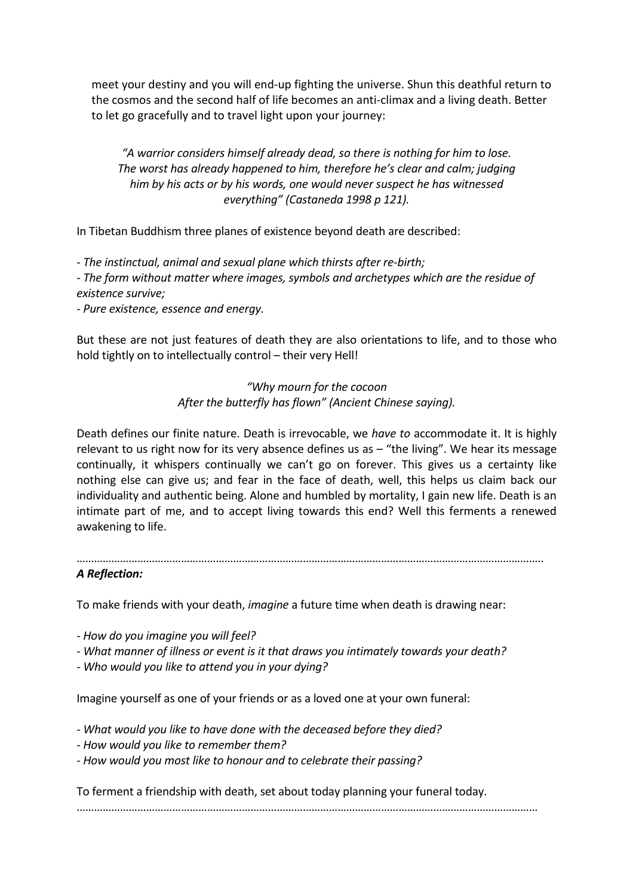meet your destiny and you will end-up fighting the universe. Shun this deathful return to the cosmos and the second half of life becomes an anti-climax and a living death. Better to let go gracefully and to travel light upon your journey:

> *"A warrior considers himself already dead, so there is nothing for him to lose. The worst has already happened to him, therefore he's clear and calm; judging him by his acts or by his words, one would never suspect he has witnessed everything" (Castaneda 1998 p 121).*

In Tibetan Buddhism three planes of existence beyond death are described:

- *The instinctual, animal and sexual plane which thirsts after re-birth;*
- *The form without matter where images, symbols and archetypes which are the residue of existence survive;*
- *Pure existence, essence and energy.*

But these are not just features of death they are also orientations to life, and to those who hold tightly on to intellectually control – their very Hell!

> *"Why mourn for the cocoon*
> *After the butterfly has flown" (Ancient Chinese saying).*

Death defines our finite nature. Death is irrevocable, we *have to* accommodate it. It is highly relevant to us right now for its very absence defines us as – "the living". We hear its message continually, it whispers continually we can't go on forever. This gives us a certainty like nothing else can give us; and fear in the face of death, well, this helps us claim back our individuality and authentic being. Alone and humbled by mortality, I gain new life. Death is an intimate part of me, and to accept living towards this end? Well this ferments a renewed awakening to life.

………………………………………………………………………………………………………………………………………….

***A Reflection:***

To make friends with your death, *imagine* a future time when death is drawing near:

- *How do you imagine you will feel?*
- *What manner of illness or event is it that draws you intimately towards your death?*
- *Who would you like to attend you in your dying?*

Imagine yourself as one of your friends or as a loved one at your own funeral:

- *What would you like to have done with the deceased before they died?*
- *How would you like to remember them?*
- *How would you most like to honour and to celebrate their passing?*

To ferment a friendship with death, set about today planning your funeral today.

…………………………………………………………………………………………………………………………………………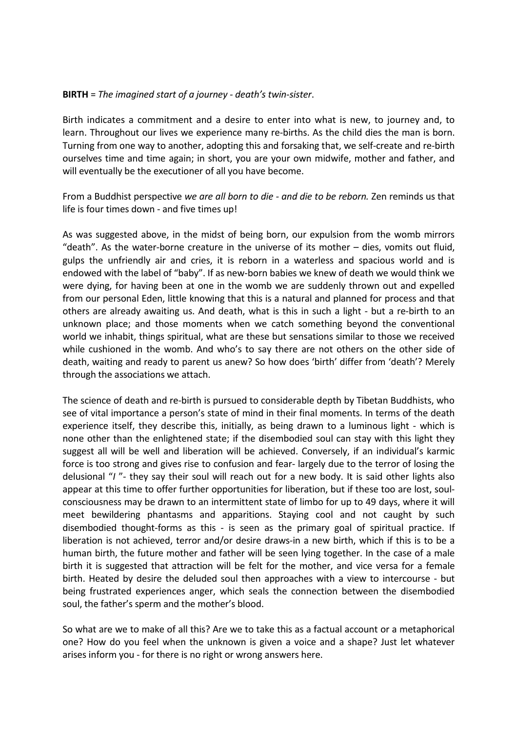**BIRTH** = *The imagined start of a journey - death's twin-sister*.

Birth indicates a commitment and a desire to enter into what is new, to journey and, to learn. Throughout our lives we experience many re-births. As the child dies the man is born. Turning from one way to another, adopting this and forsaking that, we self-create and re-birth ourselves time and time again; in short, you are your own midwife, mother and father, and will eventually be the executioner of all you have become.

From a Buddhist perspective *we are all born to die - and die to be reborn.* Zen reminds us that life is four times down - and five times up!

As was suggested above, in the midst of being born, our expulsion from the womb mirrors "death". As the water-borne creature in the universe of its mother – dies, vomits out fluid, gulps the unfriendly air and cries, it is reborn in a waterless and spacious world and is endowed with the label of "baby". If as new-born babies we knew of death we would think we were dying, for having been at one in the womb we are suddenly thrown out and expelled from our personal Eden, little knowing that this is a natural and planned for process and that others are already awaiting us. And death, what is this in such a light - but a re-birth to an unknown place; and those moments when we catch something beyond the conventional world we inhabit, things spiritual, what are these but sensations similar to those we received while cushioned in the womb. And who's to say there are not others on the other side of death, waiting and ready to parent us anew? So how does 'birth' differ from 'death'? Merely through the associations we attach.

The science of death and re-birth is pursued to considerable depth by Tibetan Buddhists, who see of vital importance a person's state of mind in their final moments. In terms of the death experience itself, they describe this, initially, as being drawn to a luminous light - which is none other than the enlightened state; if the disembodied soul can stay with this light they suggest all will be well and liberation will be achieved. Conversely, if an individual's karmic force is too strong and gives rise to confusion and fear- largely due to the terror of losing the delusional "*I* "- they say their soul will reach out for a new body. It is said other lights also appear at this time to offer further opportunities for liberation, but if these too are lost, soul-consciousness may be drawn to an intermittent state of limbo for up to 49 days, where it will meet bewildering phantasms and apparitions. Staying cool and not caught by such disembodied thought-forms as this - is seen as the primary goal of spiritual practice. If liberation is not achieved, terror and/or desire draws-in a new birth, which if this is to be a human birth, the future mother and father will be seen lying together. In the case of a male birth it is suggested that attraction will be felt for the mother, and vice versa for a female birth. Heated by desire the deluded soul then approaches with a view to intercourse - but being frustrated experiences anger, which seals the connection between the disembodied soul, the father's sperm and the mother's blood.

So what are we to make of all this? Are we to take this as a factual account or a metaphorical one? How do you feel when the unknown is given a voice and a shape? Just let whatever arises inform you - for there is no right or wrong answers here.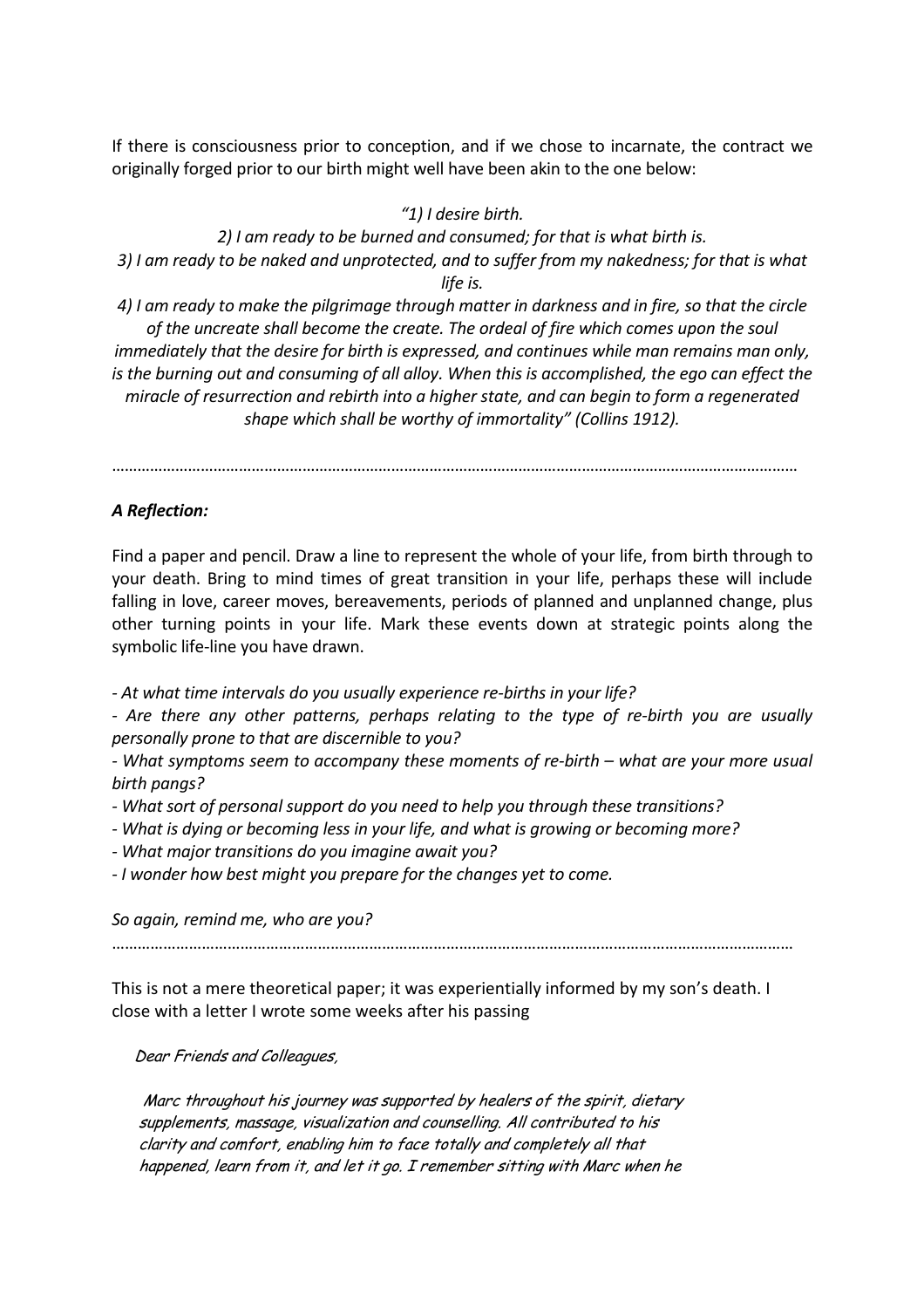If there is consciousness prior to conception, and if we chose to incarnate, the contract we originally forged prior to our birth might well have been akin to the one below:

*"1) I desire birth.*
*2) I am ready to be burned and consumed; for that is what birth is.*
*3) I am ready to be naked and unprotected, and to suffer from my nakedness; for that is what life is.*
*4) I am ready to make the pilgrimage through matter in darkness and in fire, so that the circle of the uncreate shall become the create. The ordeal of fire which comes upon the soul immediately that the desire for birth is expressed, and continues while man remains man only, is the burning out and consuming of all alloy. When this is accomplished, the ego can effect the miracle of resurrection and rebirth into a higher state, and can begin to form a regenerated shape which shall be worthy of immortality" (Collins 1912).*

…………………………………………………………………………………………………………………………………………

### *A Reflection:*

Find a paper and pencil. Draw a line to represent the whole of your life, from birth through to your death. Bring to mind times of great transition in your life, perhaps these will include falling in love, career moves, bereavements, periods of planned and unplanned change, plus other turning points in your life. Mark these events down at strategic points along the symbolic life-line you have drawn.

*- At what time intervals do you usually experience re-births in your life?*
*- Are there any other patterns, perhaps relating to the type of re-birth you are usually personally prone to that are discernible to you?*
*- What symptoms seem to accompany these moments of re-birth – what are your more usual birth pangs?*
*- What sort of personal support do you need to help you through these transitions?*
*- What is dying or becoming less in your life, and what is growing or becoming more?*
*- What major transitions do you imagine await you?*
*- I wonder how best might you prepare for the changes yet to come.*

*So again, remind me, who are you?*

…………………………………………………………………………………………………………………………………………

This is not a mere theoretical paper; it was experientially informed by my son's death. I close with a letter I wrote some weeks after his passing

*Dear Friends and Colleagues,*

*Marc throughout his journey was supported by healers of the spirit, dietary supplements, massage, visualization and counselling. All contributed to his clarity and comfort, enabling him to face totally and completely all that happened, learn from it, and let it go. I remember sitting with Marc when he*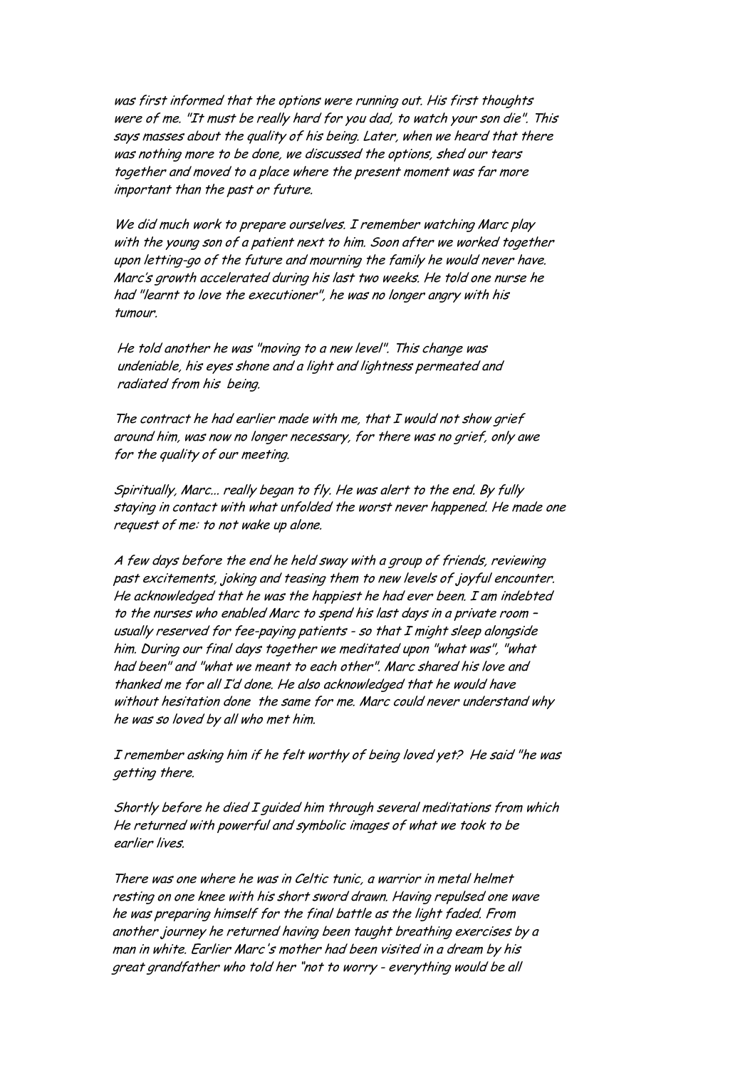*was first informed that the options were running out. His first thoughts were of me. "It must be really hard for you dad, to watch your son die". This says masses about the quality of his being. Later, when we heard that there was nothing more to be done, we discussed the options, shed our tears together and moved to a place where the present moment was far more important than the past or future.*

*We did much work to prepare ourselves. I remember watching Marc play with the young son of a patient next to him. Soon after we worked together upon letting-go of the future and mourning the family he would never have. Marc's growth accelerated during his last two weeks. He told one nurse he had "learnt to love the executioner", he was no longer angry with his tumour.*

*He told another he was "moving to a new level". This change was undeniable, his eyes shone and a light and lightness permeated and radiated from his being.*

*The contract he had earlier made with me, that I would not show grief around him, was now no longer necessary, for there was no grief, only awe for the quality of our meeting.*

*Spiritually, Marc... really began to fly. He was alert to the end. By fully staying in contact with what unfolded the worst never happened. He made one request of me: to not wake up alone.*

*A few days before the end he held sway with a group of friends, reviewing past excitements, joking and teasing them to new levels of joyful encounter. He acknowledged that he was the happiest he had ever been. I am indebted to the nurses who enabled Marc to spend his last days in a private room – usually reserved for fee-paying patients - so that I might sleep alongside him. During our final days together we meditated upon "what was", "what had been" and "what we meant to each other". Marc shared his love and thanked me for all I'd done. He also acknowledged that he would have without hesitation done the same for me. Marc could never understand why he was so loved by all who met him.*

*I remember asking him if he felt worthy of being loved yet? He said "he was getting there.*

*Shortly before he died I guided him through several meditations from which He returned with powerful and symbolic images of what we took to be earlier lives.*

*There was one where he was in Celtic tunic, a warrior in metal helmet resting on one knee with his short sword drawn. Having repulsed one wave he was preparing himself for the final battle as the light faded. From another journey he returned having been taught breathing exercises by a man in white. Earlier Marc's mother had been visited in a dream by his great grandfather who told her "not to worry - everything would be all*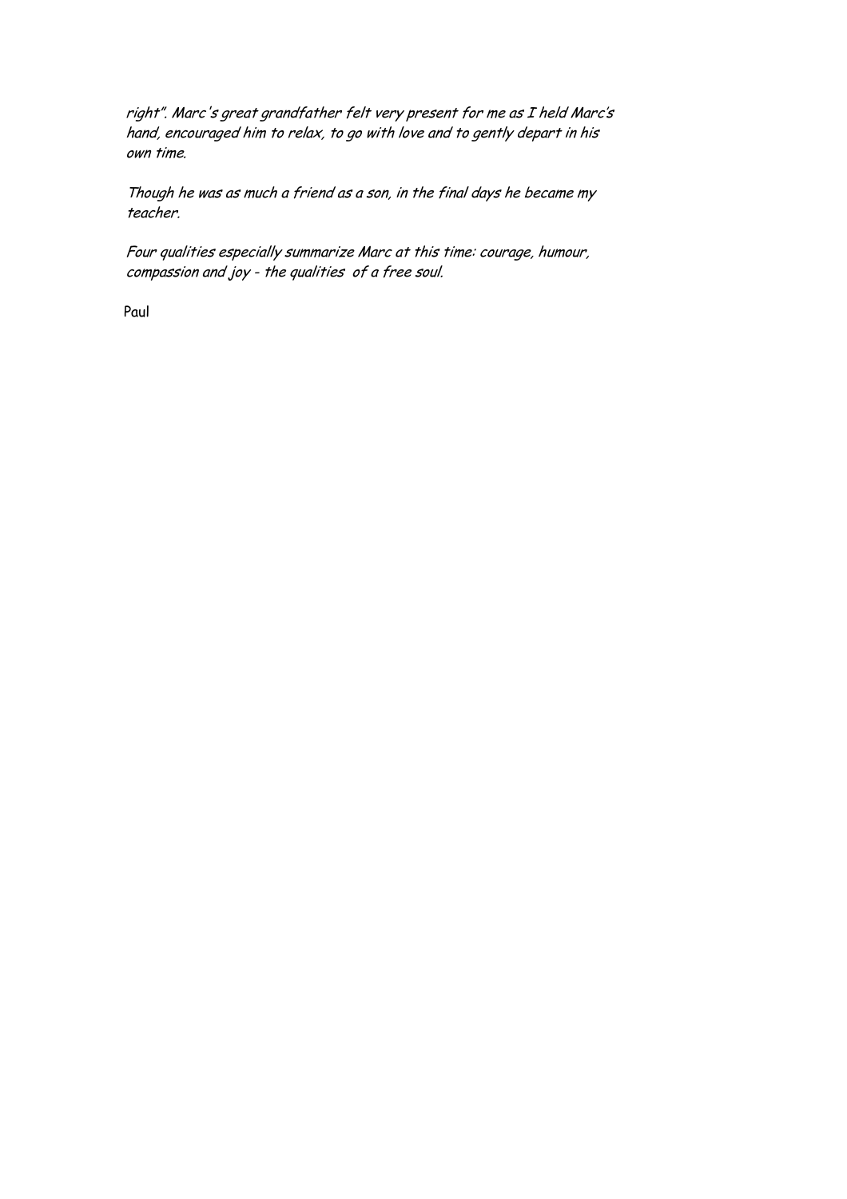*right". Marc's great grandfather felt very present for me as I held Marc's hand, encouraged him to relax, to go with love and to gently depart in his own time.*

*Though he was as much a friend as a son, in the final days he became my teacher.*

*Four qualities especially summarize Marc at this time: courage, humour, compassion and joy - the qualities of a free soul.*

Paul